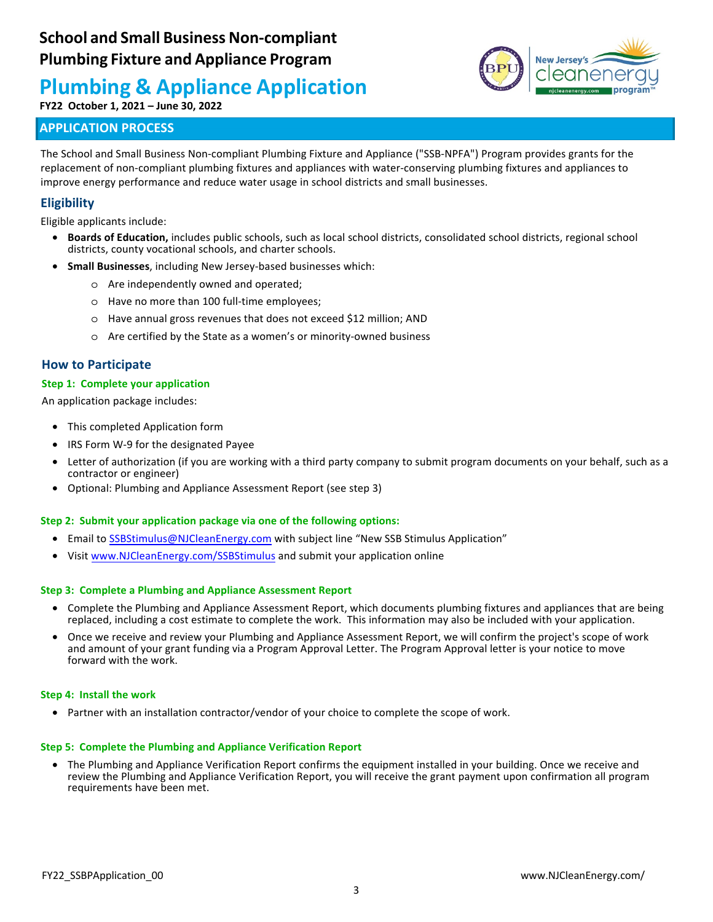# School and Small Business Non-compliant Plumbing Fixture and Appliance Program

# Plumbing & Appliance Application

**FY22 October 1, 2021 – June 30, 2022**

## APPLICATION PROCESS

The School and Small Business Non-compliant Plumbing Fixture and Appliance ("SSB-NPFA") Program provides grants for the replacement of non-compliant plumbing fixtures and appliances with water-conserving plumbing fixtures and appliances to improve energy performance and reduce water usage in school districts and small businesses.

### Eligibility

Eligible applicants include:

- **Boards of Education,** includes public schools, such as local school districts, consolidated school districts, regional school districts, county vocational schools, and charter schools.
- **Small Businesses**, including New Jersey-based businesses which:
  - Are independently owned and operated;
  - Have no more than 100 full-time employees;
  - Have annual gross revenues that does not exceed $12 million; AND
  - Are certified by the State as a women's or minority-owned business

### How to Participate

#### Step 1: Complete your application

An application package includes:

- This completed Application form
- IRS Form W-9 for the designated Payee
- Letter of authorization (if you are working with a third party company to submit program documents on your behalf, such as a contractor or engineer)
- Optional: Plumbing and Appliance Assessment Report (see step 3)

#### Step 2: Submit your application package via one of the following options:

- Email to SSBStimulus@NJCleanEnergy.com with subject line "New SSB Stimulus Application"
- Visit www.NJCleanEnergy.com/SSBStimulus and submit your application online

#### Step 3: Complete a Plumbing and Appliance Assessment Report

- Complete the Plumbing and Appliance Assessment Report, which documents plumbing fixtures and appliances that are being replaced, including a cost estimate to complete the work. This information may also be included with your application.
- Once we receive and review your Plumbing and Appliance Assessment Report, we will confirm the project's scope of work and amount of your grant funding via a Program Approval Letter. The Program Approval letter is your notice to move forward with the work.

#### Step 4: Install the work

- Partner with an installation contractor/vendor of your choice to complete the scope of work.

#### Step 5: Complete the Plumbing and Appliance Verification Report

- The Plumbing and Appliance Verification Report confirms the equipment installed in your building. Once we receive and review the Plumbing and Appliance Verification Report, you will receive the grant payment upon confirmation all program requirements have been met.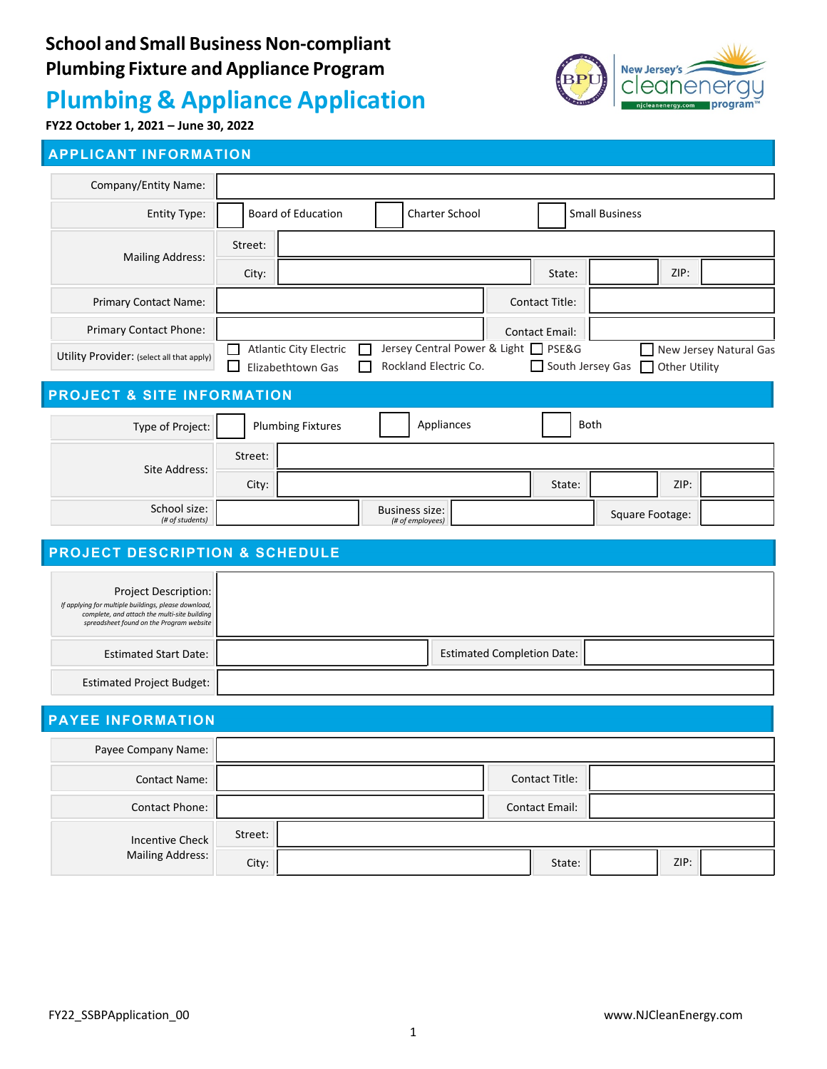**School and Small Business Non-compliant Plumbing Fixture and Appliance Program**

# Plumbing & Appliance Application

**FY22 October 1, 2021 – June 30, 2022**

## APPLICANT INFORMATION

| | | | | | | |
|---|---|---|---|---|---|---|
| Company/Entity Name: | | | | | | |
| Entity Type: | ☐ Board of Education | ☐ Charter School | ☐ Small Business | | | |
| Mailing Address: | Street: | | | | | |
| | City: | | State: | | ZIP: | |
| Primary Contact Name: | | | Contact Title: | | | |
| Primary Contact Phone: | | | Contact Email: | | | |
| Utility Provider: (select all that apply) | ☐ Atlantic City Electric | ☐ Jersey Central Power & Light | ☐ PSE&G | ☐ New Jersey Natural Gas | | |
| | ☐ Elizabethtown Gas | ☐ Rockland Electric Co. | ☐ South Jersey Gas | ☐ Other Utility | | |

## PROJECT & SITE INFORMATION

| | | | | | | |
|---|---|---|---|---|---|---|
| Type of Project: | ☐ Plumbing Fixtures | ☐ Appliances | ☐ Both | | | |
| Site Address: | Street: | | | | | |
| | City: | | State: | | ZIP: | |
| School size: *(# of students)* | | Business size: *(# of employees)* | | Square Footage: | | |

## PROJECT DESCRIPTION & SCHEDULE

| | | | |
|---|---|---|---|
| Project Description: *If applying for multiple buildings, please download, complete, and attach the multi-site building spreadsheet found on the Program website* | | | |
| Estimated Start Date: | | Estimated Completion Date: | |
| Estimated Project Budget: | | | |

## PAYEE INFORMATION

| | | | | | | |
|---|---|---|---|---|---|---|
| Payee Company Name: | | | | | | |
| Contact Name: | | | Contact Title: | | | |
| Contact Phone: | | | Contact Email: | | | |
| Incentive Check Mailing Address: | Street: | | | | | |
| | City: | | State: | | ZIP: | |

FY22_SSBPApplication_00

www.NJCleanEnergy.com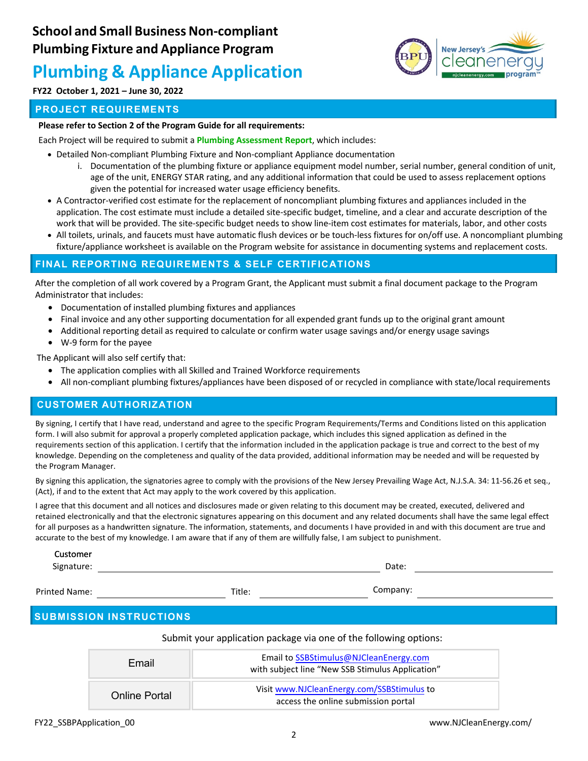# School and Small Business Non-compliant Plumbing Fixture and Appliance Program

# Plumbing & Appliance Application

**FY22 October 1, 2021 – June 30, 2022**

## PROJECT REQUIREMENTS

**Please refer to Section 2 of the Program Guide for all requirements:**

Each Project will be required to submit a **Plumbing Assessment Report**, which includes:

- Detailed Non-compliant Plumbing Fixture and Non-compliant Appliance documentation
    - i. Documentation of the plumbing fixture or appliance equipment model number, serial number, general condition of unit, age of the unit, ENERGY STAR rating, and any additional information that could be used to assess replacement options given the potential for increased water usage efficiency benefits.
- A Contractor-verified cost estimate for the replacement of noncompliant plumbing fixtures and appliances included in the application. The cost estimate must include a detailed site-specific budget, timeline, and a clear and accurate description of the work that will be provided. The site-specific budget needs to show line-item cost estimates for materials, labor, and other costs
- All toilets, urinals, and faucets must have automatic flush devices or be touch-less fixtures for on/off use. A noncompliant plumbing fixture/appliance worksheet is available on the Program website for assistance in documenting systems and replacement costs.

## FINAL REPORTING REQUIREMENTS & SELF CERTIFICATIONS

After the completion of all work covered by a Program Grant, the Applicant must submit a final document package to the Program Administrator that includes:

- Documentation of installed plumbing fixtures and appliances
- Final invoice and any other supporting documentation for all expended grant funds up to the original grant amount
- Additional reporting detail as required to calculate or confirm water usage savings and/or energy usage savings
- W-9 form for the payee

The Applicant will also self certify that:

- The application complies with all Skilled and Trained Workforce requirements
- All non-compliant plumbing fixtures/appliances have been disposed of or recycled in compliance with state/local requirements

## CUSTOMER AUTHORIZATION

By signing, I certify that I have read, understand and agree to the specific Program Requirements/Terms and Conditions listed on this application form. I will also submit for approval a properly completed application package, which includes this signed application as defined in the requirements section of this application. I certify that the information included in the application package is true and correct to the best of my knowledge. Depending on the completeness and quality of the data provided, additional information may be needed and will be requested by the Program Manager.

By signing this application, the signatories agree to comply with the provisions of the New Jersey Prevailing Wage Act, N.J.S.A. 34: 11-56.26 et seq., (Act), if and to the extent that Act may apply to the work covered by this application.

I agree that this document and all notices and disclosures made or given relating to this document may be created, executed, delivered and retained electronically and that the electronic signatures appearing on this document and any related documents shall have the same legal effect for all purposes as a handwritten signature. The information, statements, and documents I have provided in and with this document are true and accurate to the best of my knowledge. I am aware that if any of them are willfully false, I am subject to punishment.

Customer Signature: ______________________________ Date: ______________

Printed Name: ______________ Title: ______________ Company: ______________

## SUBMISSION INSTRUCTIONS

Submit your application package via one of the following options:

| | |
|---|---|
| Email | Email to SSBStimulus@NJCleanEnergy.com with subject line "New SSB Stimulus Application" |
| Online Portal | Visit www.NJCleanEnergy.com/SSBStimulus to access the online submission portal |

FY22_SSBPApplication_00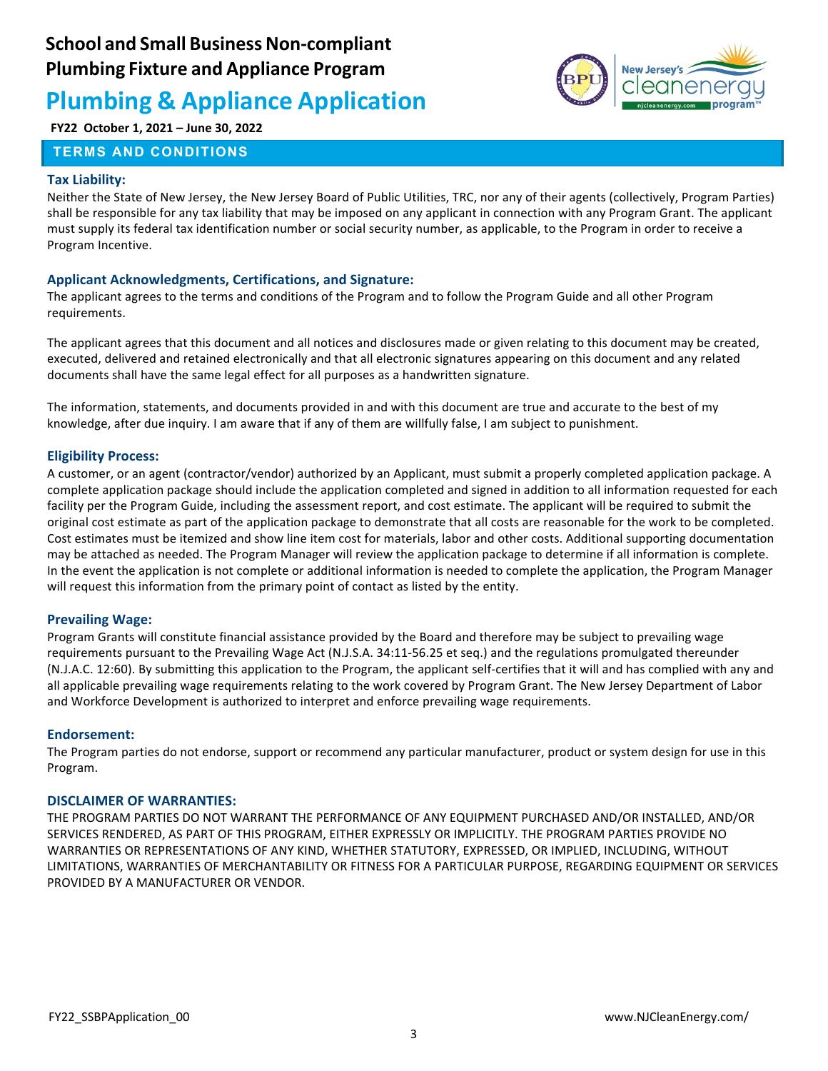# School and Small Business Non-compliant Plumbing Fixture and Appliance Program

# Plumbing & Appliance Application

**FY22 October 1, 2021 – June 30, 2022**

## TERMS AND CONDITIONS

### Tax Liability:

Neither the State of New Jersey, the New Jersey Board of Public Utilities, TRC, nor any of their agents (collectively, Program Parties) shall be responsible for any tax liability that may be imposed on any applicant in connection with any Program Grant. The applicant must supply its federal tax identification number or social security number, as applicable, to the Program in order to receive a Program Incentive.

### Applicant Acknowledgments, Certifications, and Signature:

The applicant agrees to the terms and conditions of the Program and to follow the Program Guide and all other Program requirements.

The applicant agrees that this document and all notices and disclosures made or given relating to this document may be created, executed, delivered and retained electronically and that all electronic signatures appearing on this document and any related documents shall have the same legal effect for all purposes as a handwritten signature.

The information, statements, and documents provided in and with this document are true and accurate to the best of my knowledge, after due inquiry. I am aware that if any of them are willfully false, I am subject to punishment.

### Eligibility Process:

A customer, or an agent (contractor/vendor) authorized by an Applicant, must submit a properly completed application package. A complete application package should include the application completed and signed in addition to all information requested for each facility per the Program Guide, including the assessment report, and cost estimate. The applicant will be required to submit the original cost estimate as part of the application package to demonstrate that all costs are reasonable for the work to be completed. Cost estimates must be itemized and show line item cost for materials, labor and other costs. Additional supporting documentation may be attached as needed. The Program Manager will review the application package to determine if all information is complete. In the event the application is not complete or additional information is needed to complete the application, the Program Manager will request this information from the primary point of contact as listed by the entity.

### Prevailing Wage:

Program Grants will constitute financial assistance provided by the Board and therefore may be subject to prevailing wage requirements pursuant to the Prevailing Wage Act (N.J.S.A. 34:11-56.25 et seq.) and the regulations promulgated thereunder (N.J.A.C. 12:60). By submitting this application to the Program, the applicant self-certifies that it will and has complied with any and all applicable prevailing wage requirements relating to the work covered by Program Grant. The New Jersey Department of Labor and Workforce Development is authorized to interpret and enforce prevailing wage requirements.

### Endorsement:

The Program parties do not endorse, support or recommend any particular manufacturer, product or system design for use in this Program.

### DISCLAIMER OF WARRANTIES:

THE PROGRAM PARTIES DO NOT WARRANT THE PERFORMANCE OF ANY EQUIPMENT PURCHASED AND/OR INSTALLED, AND/OR SERVICES RENDERED, AS PART OF THIS PROGRAM, EITHER EXPRESSLY OR IMPLICITLY. THE PROGRAM PARTIES PROVIDE NO WARRANTIES OR REPRESENTATIONS OF ANY KIND, WHETHER STATUTORY, EXPRESSED, OR IMPLIED, INCLUDING, WITHOUT LIMITATIONS, WARRANTIES OF MERCHANTABILITY OR FITNESS FOR A PARTICULAR PURPOSE, REGARDING EQUIPMENT OR SERVICES PROVIDED BY A MANUFACTURER OR VENDOR.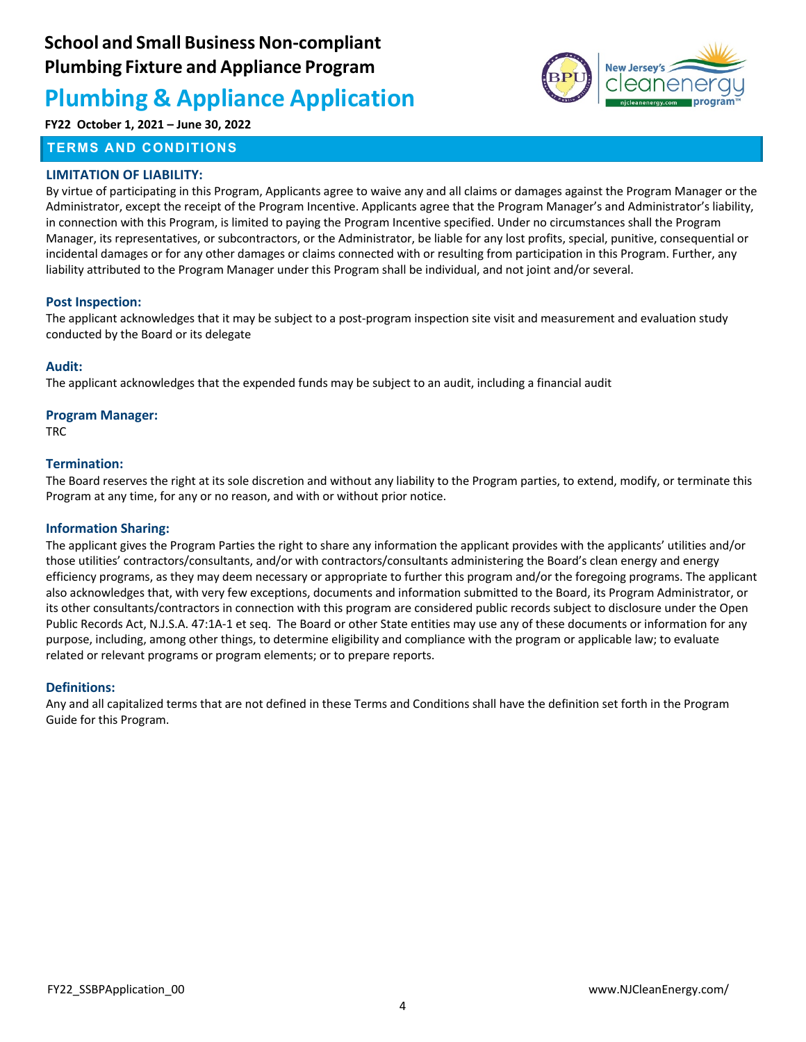# School and Small Business Non-compliant Plumbing Fixture and Appliance Program

# Plumbing & Appliance Application

**FY22 October 1, 2021 – June 30, 2022**

## TERMS AND CONDITIONS

### LIMITATION OF LIABILITY:

By virtue of participating in this Program, Applicants agree to waive any and all claims or damages against the Program Manager or the Administrator, except the receipt of the Program Incentive. Applicants agree that the Program Manager's and Administrator's liability, in connection with this Program, is limited to paying the Program Incentive specified. Under no circumstances shall the Program Manager, its representatives, or subcontractors, or the Administrator, be liable for any lost profits, special, punitive, consequential or incidental damages or for any other damages or claims connected with or resulting from participation in this Program. Further, any liability attributed to the Program Manager under this Program shall be individual, and not joint and/or several.

### Post Inspection:

The applicant acknowledges that it may be subject to a post-program inspection site visit and measurement and evaluation study conducted by the Board or its delegate

### Audit:

The applicant acknowledges that the expended funds may be subject to an audit, including a financial audit

### Program Manager:

TRC

### Termination:

The Board reserves the right at its sole discretion and without any liability to the Program parties, to extend, modify, or terminate this Program at any time, for any or no reason, and with or without prior notice.

### Information Sharing:

The applicant gives the Program Parties the right to share any information the applicant provides with the applicants' utilities and/or those utilities' contractors/consultants, and/or with contractors/consultants administering the Board's clean energy and energy efficiency programs, as they may deem necessary or appropriate to further this program and/or the foregoing programs. The applicant also acknowledges that, with very few exceptions, documents and information submitted to the Board, its Program Administrator, or its other consultants/contractors in connection with this program are considered public records subject to disclosure under the Open Public Records Act, N.J.S.A. 47:1A-1 et seq. The Board or other State entities may use any of these documents or information for any purpose, including, among other things, to determine eligibility and compliance with the program or applicable law; to evaluate related or relevant programs or program elements; or to prepare reports.

### Definitions:

Any and all capitalized terms that are not defined in these Terms and Conditions shall have the definition set forth in the Program Guide for this Program.